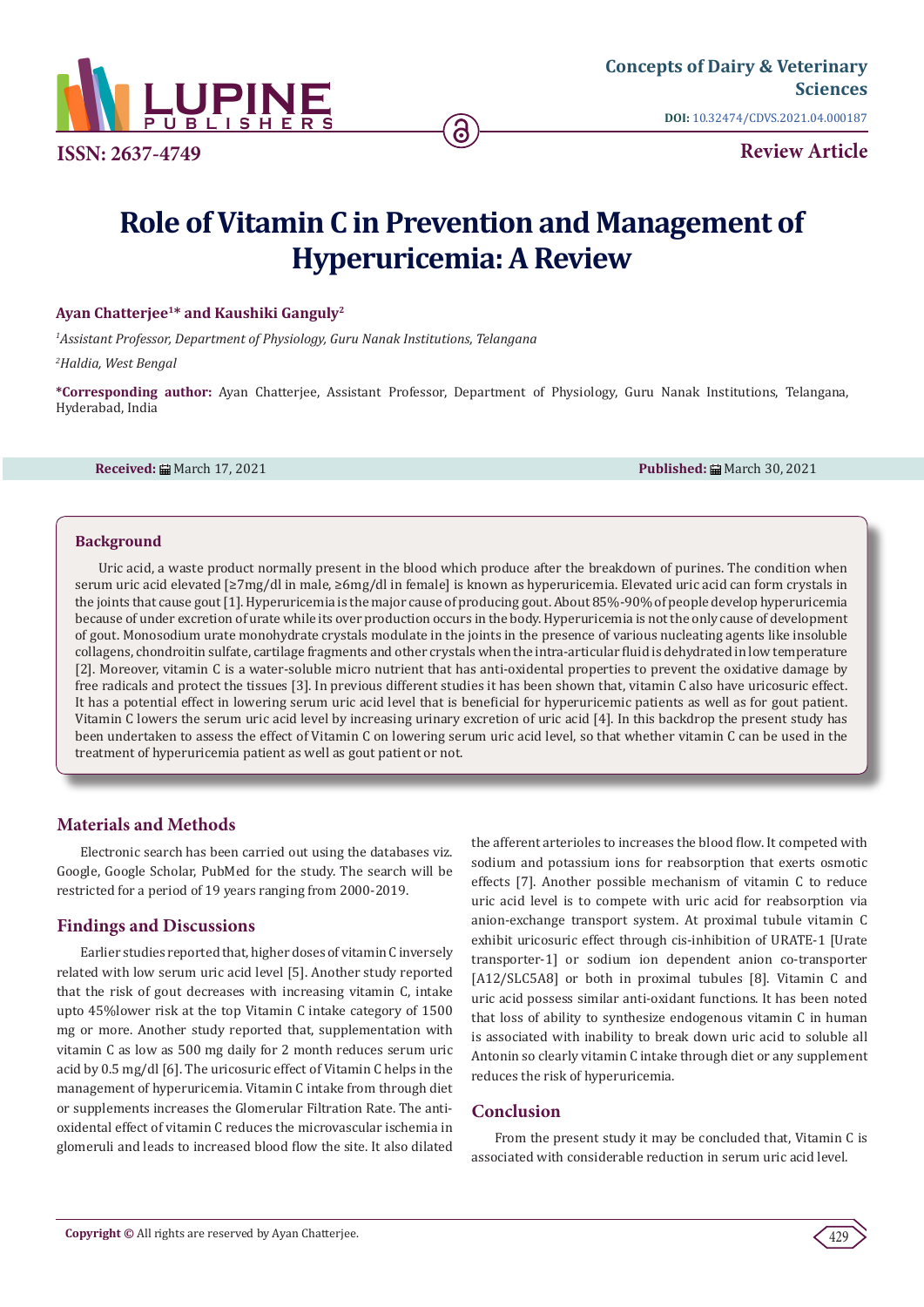# Role of Vitamin C in Prevention and Management of Hyperuricemia: A Review

**Review Article**

**Ayan Chatterjee[1]* and Kaushiki Ganguly[2]**

[1]*Assistant Professor, Department of Physiology, Guru Nanak Institutions, Telangana*

[2]*Haldia, West Bengal*

***Corresponding author:** Ayan Chatterjee, Assistant Professor, Department of Physiology, Guru Nanak Institutions, Telangana, Hyderabad, India

**Received:** March 17, 2021 **Published:** March 30, 2021

## Background

Uric acid, a waste product normally present in the blood which produce after the breakdown of purines. The condition when serum uric acid elevated [≥7mg/dl in male, ≥6mg/dl in female] is known as hyperuricemia. Elevated uric acid can form crystals in the joints that cause gout [1]. Hyperuricemia is the major cause of producing gout. About 85%-90% of people develop hyperuricemia because of under excretion of urate while its over production occurs in the body. Hyperuricemia is not the only cause of development of gout. Monosodium urate monohydrate crystals modulate in the joints in the presence of various nucleating agents like insoluble collagens, chondroitin sulfate, cartilage fragments and other crystals when the intra-articular fluid is dehydrated in low temperature [2]. Moreover, vitamin C is a water-soluble micro nutrient that has anti-oxidental properties to prevent the oxidative damage by free radicals and protect the tissues [3]. In previous different studies it has been shown that, vitamin C also have uricosuric effect. It has a potential effect in lowering serum uric acid level that is beneficial for hyperuricemic patients as well as for gout patient. Vitamin C lowers the serum uric acid level by increasing urinary excretion of uric acid [4]. In this backdrop the present study has been undertaken to assess the effect of Vitamin C on lowering serum uric acid level, so that whether vitamin C can be used in the treatment of hyperuricemia patient as well as gout patient or not.

## Materials and Methods

Electronic search has been carried out using the databases viz. Google, Google Scholar, PubMed for the study. The search will be restricted for a period of 19 years ranging from 2000-2019.

## Findings and Discussions

Earlier studies reported that, higher doses of vitamin C inversely related with low serum uric acid level [5]. Another study reported that the risk of gout decreases with increasing vitamin C, intake upto 45%lower risk at the top Vitamin C intake category of 1500 mg or more. Another study reported that, supplementation with vitamin C as low as 500 mg daily for 2 month reduces serum uric acid by 0.5 mg/dl [6]. The uricosuric effect of Vitamin C helps in the management of hyperuricemia. Vitamin C intake from through diet or supplements increases the Glomerular Filtration Rate. The anti-oxidental effect of vitamin C reduces the microvascular ischemia in glomeruli and leads to increased blood flow the site. It also dilated the afferent arterioles to increases the blood flow. It competed with sodium and potassium ions for reabsorption that exerts osmotic effects [7]. Another possible mechanism of vitamin C to reduce uric acid level is to compete with uric acid for reabsorption via anion-exchange transport system. At proximal tubule vitamin C exhibit uricosuric effect through cis-inhibition of URATE-1 [Urate transporter-1] or sodium ion dependent anion co-transporter [A12/SLC5A8] or both in proximal tubules [8]. Vitamin C and uric acid possess similar anti-oxidant functions. It has been noted that loss of ability to synthesize endogenous vitamin C in human is associated with inability to break down uric acid to soluble all Antonin so clearly vitamin C intake through diet or any supplement reduces the risk of hyperuricemia.

## Conclusion

From the present study it may be concluded that, Vitamin C is associated with considerable reduction in serum uric acid level.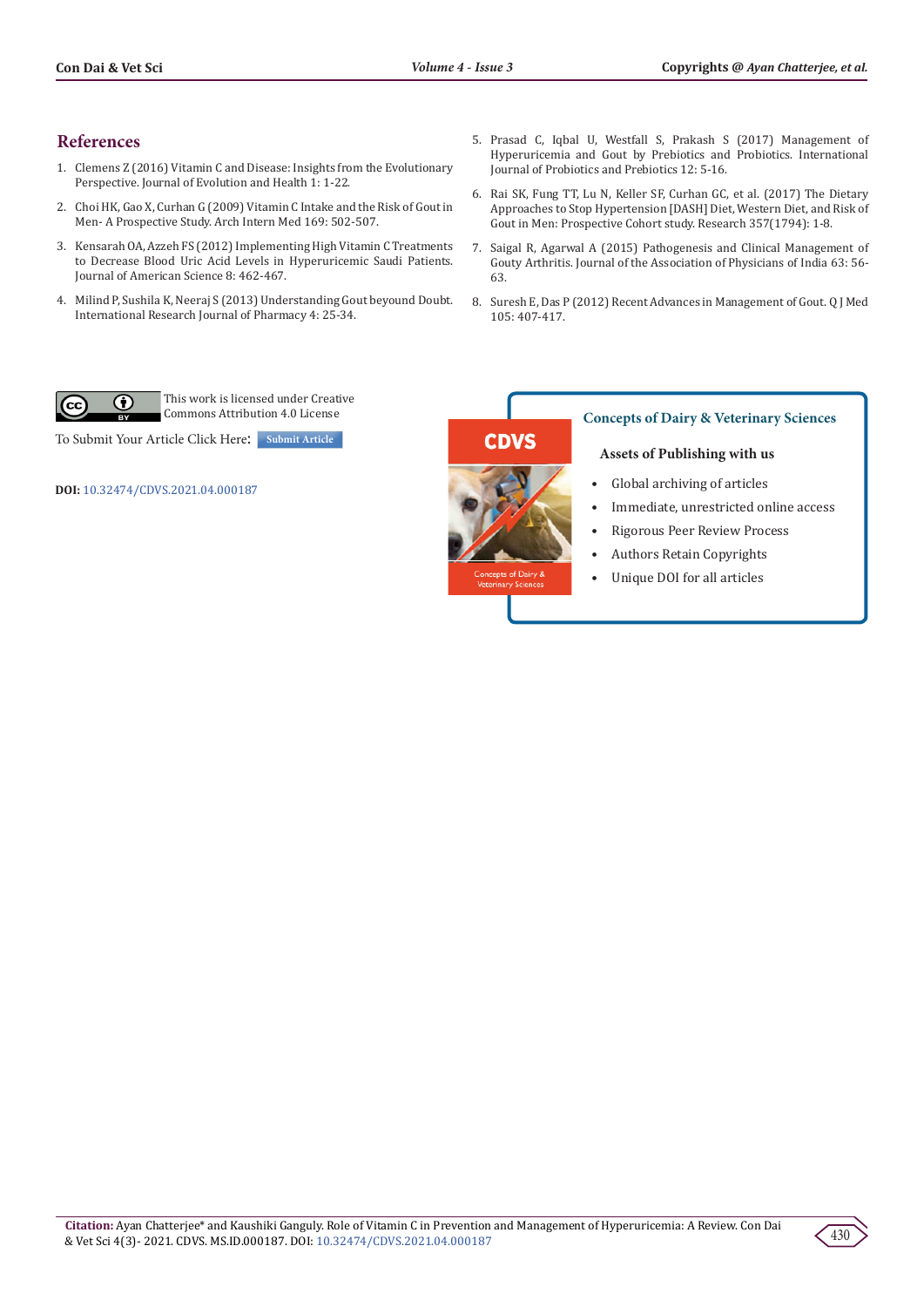## References

1. Clemens Z (2016) Vitamin C and Disease: Insights from the Evolutionary Perspective. Journal of Evolution and Health 1: 1-22.
2. Choi HK, Gao X, Curhan G (2009) Vitamin C Intake and the Risk of Gout in Men- A Prospective Study. Arch Intern Med 169: 502-507.
3. Kensarah OA, Azzeh FS (2012) Implementing High Vitamin C Treatments to Decrease Blood Uric Acid Levels in Hyperuricemic Saudi Patients. Journal of American Science 8: 462-467.
4. Milind P, Sushila K, Neeraj S (2013) Understanding Gout beyond Doubt. International Research Journal of Pharmacy 4: 25-34.
5. Prasad C, Iqbal U, Westfall S, Prakash S (2017) Management of Hyperuricemia and Gout by Prebiotics and Probiotics. International Journal of Probiotics and Prebiotics 12: 5-16.
6. Rai SK, Fung TT, Lu N, Keller SF, Curhan GC, et al. (2017) The Dietary Approaches to Stop Hypertension [DASH] Diet, Western Diet, and Risk of Gout in Men: Prospective Cohort study. Research 357(1794): 1-8.
7. Saigal R, Agarwal A (2015) Pathogenesis and Clinical Management of Gouty Arthritis. Journal of the Association of Physicians of India 63: 56-63.
8. Suresh E, Das P (2012) Recent Advances in Management of Gout. Q J Med 105: 407-417.

This work is licensed under Creative Commons Attribution 4.0 License

To Submit Your Article Click Here: Submit Article

**DOI:** 10.32474/CDVS.2021.04.000187

### Concepts of Dairy & Veterinary Sciences

**Assets of Publishing with us**

- Global archiving of articles
- Immediate, unrestricted online access
- Rigorous Peer Review Process
- Authors Retain Copyrights
- Unique DOI for all articles

**Citation:** Ayan Chatterjee* and Kaushiki Ganguly. Role of Vitamin C in Prevention and Management of Hyperuricemia: A Review. Con Dai & Vet Sci 4(3)- 2021. CDVS. MS.ID.000187. DOI: 10.32474/CDVS.2021.04.000187